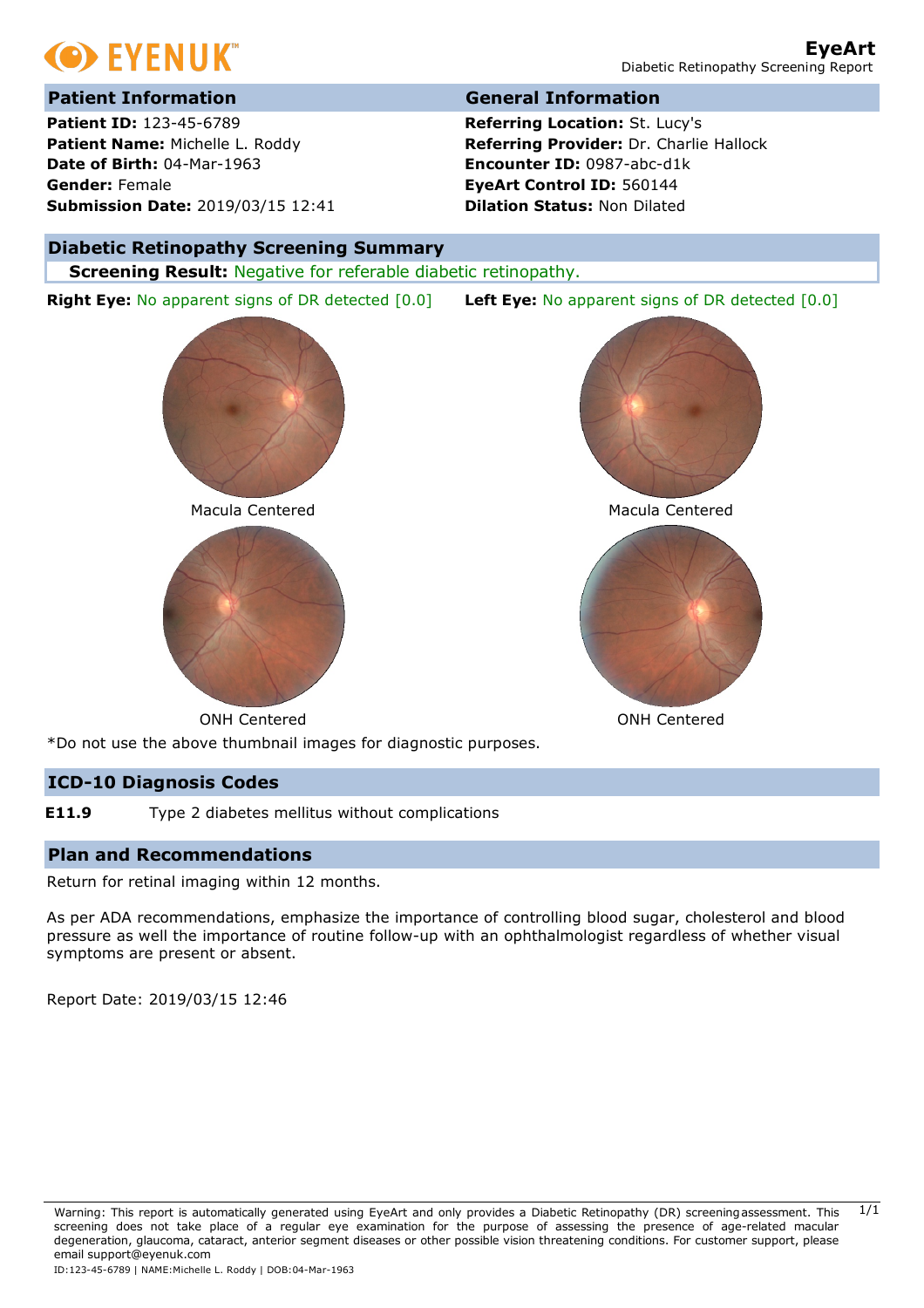EYENUK

# EyeArt

Diabetic Retinopathy Screening Report

## Patient Information

**Patient ID:** 123-45-6789
**Patient Name:** Michelle L. Roddy
**Date of Birth:** 04-Mar-1963
**Gender:** Female
**Submission Date:** 2019/03/15 12:41

## General Information

**Referring Location:** St. Lucy's
**Referring Provider:** Dr. Charlie Hallock
**Encounter ID:** 0987-abc-d1k
**EyeArt Control ID:** 560144
**Dilation Status:** Non Dilated

## Diabetic Retinopathy Screening Summary

**Screening Result:** Negative for referable diabetic retinopathy.

**Right Eye:** No apparent signs of DR detected [0.0]

**Left Eye:** No apparent signs of DR detected [0.0]

Macula Centered

Macula Centered

ONH Centered

ONH Centered

*Do not use the above thumbnail images for diagnostic purposes.

## ICD-10 Diagnosis Codes

**E11.9** Type 2 diabetes mellitus without complications

## Plan and Recommendations

Return for retinal imaging within 12 months.

As per ADA recommendations, emphasize the importance of controlling blood sugar, cholesterol and blood pressure as well the importance of routine follow-up with an ophthalmologist regardless of whether visual symptoms are present or absent.

Report Date: 2019/03/15 12:46

Warning: This report is automatically generated using EyeArt and only provides a Diabetic Retinopathy (DR) screening assessment. This screening does not take place of a regular eye examination for the purpose of assessing the presence of age-related macular degeneration, glaucoma, cataract, anterior segment diseases or other possible vision threatening conditions. For customer support, please email support@eyenuk.com

ID:123-45-6789 | NAME:Michelle L. Roddy | DOB:04-Mar-1963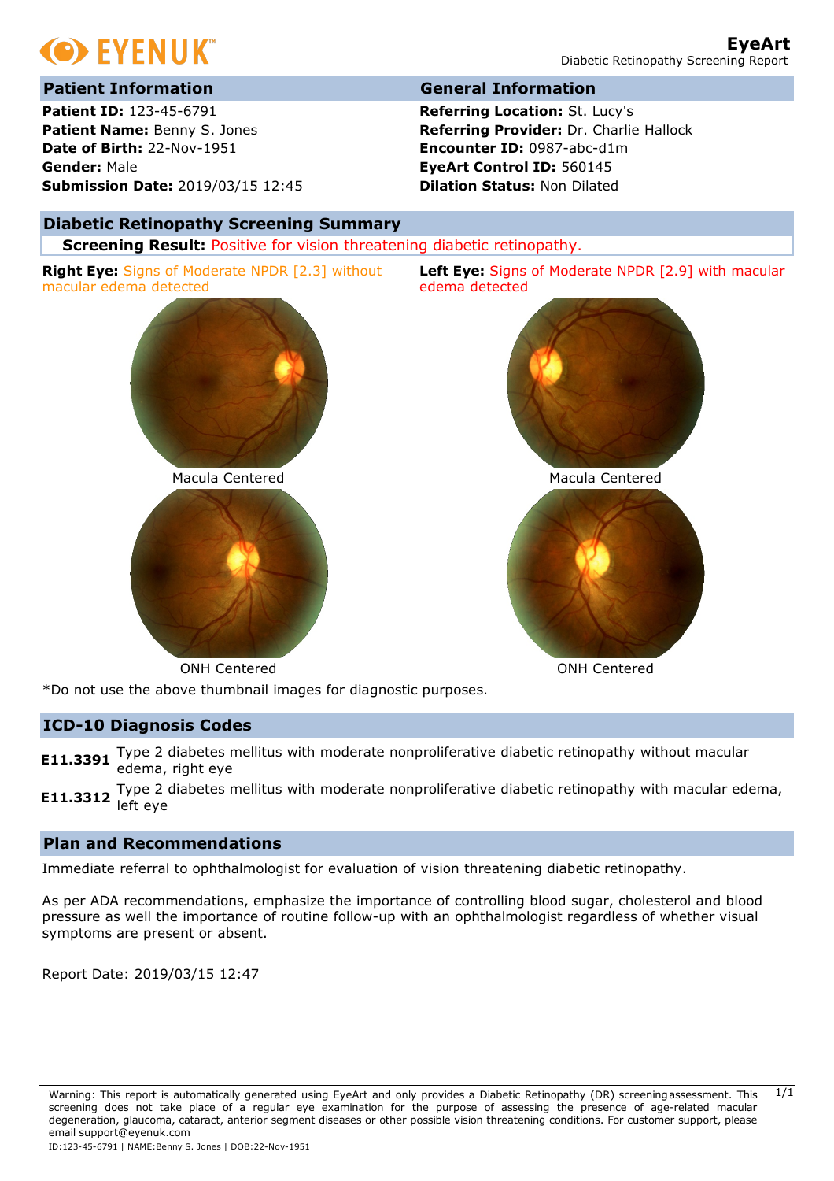EYENUK™

**EyeArt**
Diabetic Retinopathy Screening Report

## Patient Information

**Patient ID:** 123-45-6791
**Patient Name:** Benny S. Jones
**Date of Birth:** 22-Nov-1951
**Gender:** Male
**Submission Date:** 2019/03/15 12:45

## General Information

**Referring Location:** St. Lucy's
**Referring Provider:** Dr. Charlie Hallock
**Encounter ID:** 0987-abc-d1m
**EyeArt Control ID:** 560145
**Dilation Status:** Non Dilated

## Diabetic Retinopathy Screening Summary

**Screening Result:** Positive for vision threatening diabetic retinopathy.

**Right Eye:** Signs of Moderate NPDR [2.3] without macular edema detected

Macula Centered

ONH Centered

**Left Eye:** Signs of Moderate NPDR [2.9] with macular edema detected

Macula Centered

ONH Centered

*Do not use the above thumbnail images for diagnostic purposes.

## ICD-10 Diagnosis Codes

**E11.3391** Type 2 diabetes mellitus with moderate nonproliferative diabetic retinopathy without macular edema, right eye

**E11.3312** Type 2 diabetes mellitus with moderate nonproliferative diabetic retinopathy with macular edema, left eye

## Plan and Recommendations

Immediate referral to ophthalmologist for evaluation of vision threatening diabetic retinopathy.

As per ADA recommendations, emphasize the importance of controlling blood sugar, cholesterol and blood pressure as well the importance of routine follow-up with an ophthalmologist regardless of whether visual symptoms are present or absent.

Report Date: 2019/03/15 12:47

Warning: This report is automatically generated using EyeArt and only provides a Diabetic Retinopathy (DR) screening assessment. This screening does not take place of a regular eye examination for the purpose of assessing the presence of age-related macular degeneration, glaucoma, cataract, anterior segment diseases or other possible vision threatening conditions. For customer support, please email support@eyenuk.com

ID:123-45-6791 | NAME:Benny S. Jones | DOB:22-Nov-1951